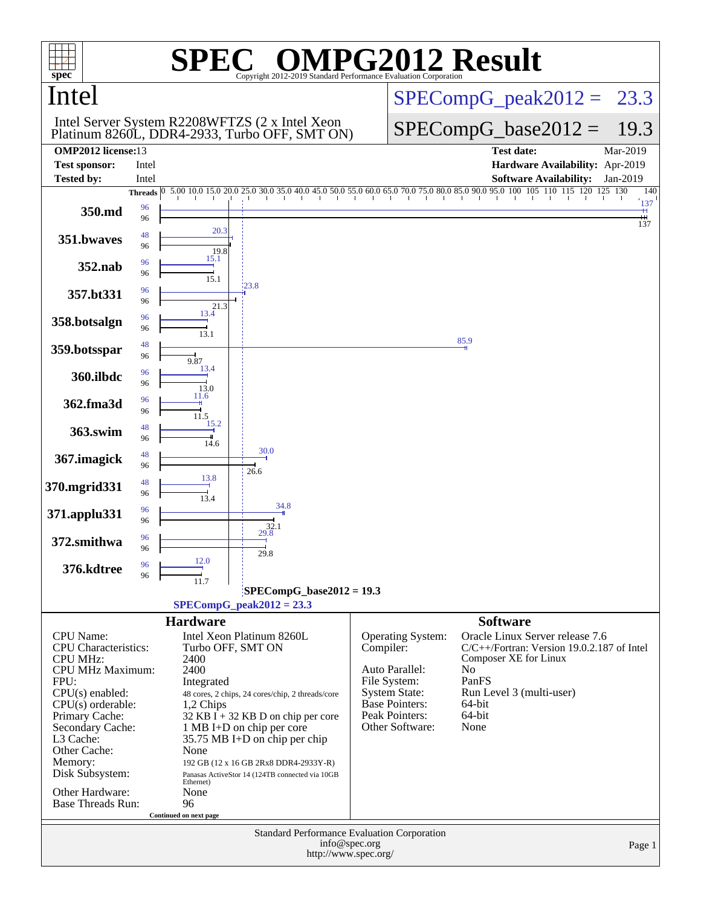# SPEC OMPG2012 Result

Copyright 2012-2019 Standard Performance Evaluation Corporation

## Intel

Intel Server System R2208WFTZS (2 x Intel Xeon Platinum 8260L, DDR4-2933, Turbo OFF, SMT ON)

SPECompG_peak2012 = 23.3

SPECompG_base2012 = 19.3

| | | | |
|---|---|---|---|
| **OMP2012 license:** | 13 | **Test date:** | Mar-2019 |
| **Test sponsor:** | Intel | **Hardware Availability:** | Apr-2019 |
| **Tested by:** | Intel | **Software Availability:** | Jan-2019 |

| Benchmark | Peak Threads | Base Threads | Peak Ratio | Base Ratio |
|---|---|---|---|---|
| 350.md | 96 | 96 | 137 | 137 |
| 351.bwaves | 48 | 96 | 20.3 | 19.8 |
| 352.nab | 96 | 96 | 15.1 | 15.1 |
| 357.bt331 | 96 | 96 | 23.8 | 21.3 |
| 358.botsalgn | 96 | 96 | 13.4 | 13.1 |
| 359.botsspar | 48 | 96 | 85.9 | 9.87 |
| 360.ilbdc | 96 | 96 | 13.4 | 13.0 |
| 362.fma3d | 96 | 96 | 11.6 | 11.5 |
| 363.swim | 48 | 96 | 15.2 | 14.6 |
| 367.imagick | 48 | 96 | 30.0 | 26.6 |
| 370.mgrid331 | 48 | 96 | 13.8 | 13.4 |
| 371.applu331 | 96 | 96 | 34.8 | 32.1 |
| 372.smithwa | 96 | 96 | 29.8 | 29.8 |
| 376.kdtree | 96 | 96 | 12.0 | 11.7 |

SPECompG_base2012 = 19.3

SPECompG_peak2012 = 23.3

## Hardware

| | |
|---|---|
| CPU Name: | Intel Xeon Platinum 8260L |
| CPU Characteristics: | Turbo OFF, SMT ON |
| CPU MHz: | 2400 |
| CPU MHz Maximum: | 2400 |
| FPU: | Integrated |
| CPU(s) enabled: | 48 cores, 2 chips, 24 cores/chip, 2 threads/core |
| CPU(s) orderable: | 1,2 Chips |
| Primary Cache: | 32 KB I + 32 KB D on chip per core |
| Secondary Cache: | 1 MB I+D on chip per core |
| L3 Cache: | 35.75 MB I+D on chip per chip |
| Other Cache: | None |
| Memory: | 192 GB (12 x 16 GB 2Rx8 DDR4-2933Y-R) |
| Disk Subsystem: | Panasas ActiveStor 14 (124TB connected via 10GB Ethernet) |
| Other Hardware: | None |
| Base Threads Run: | 96 |

Continued on next page

## Software

| | |
|---|---|
| Operating System: | Oracle Linux Server release 7.6 |
| Compiler: | C/C++/Fortran: Version 19.0.2.187 of Intel Composer XE for Linux |
| Auto Parallel: | No |
| File System: | PanFS |
| System State: | Run Level 3 (multi-user) |
| Base Pointers: | 64-bit |
| Peak Pointers: | 64-bit |
| Other Software: | None |

Standard Performance Evaluation Corporation
info@spec.org
http://www.spec.org/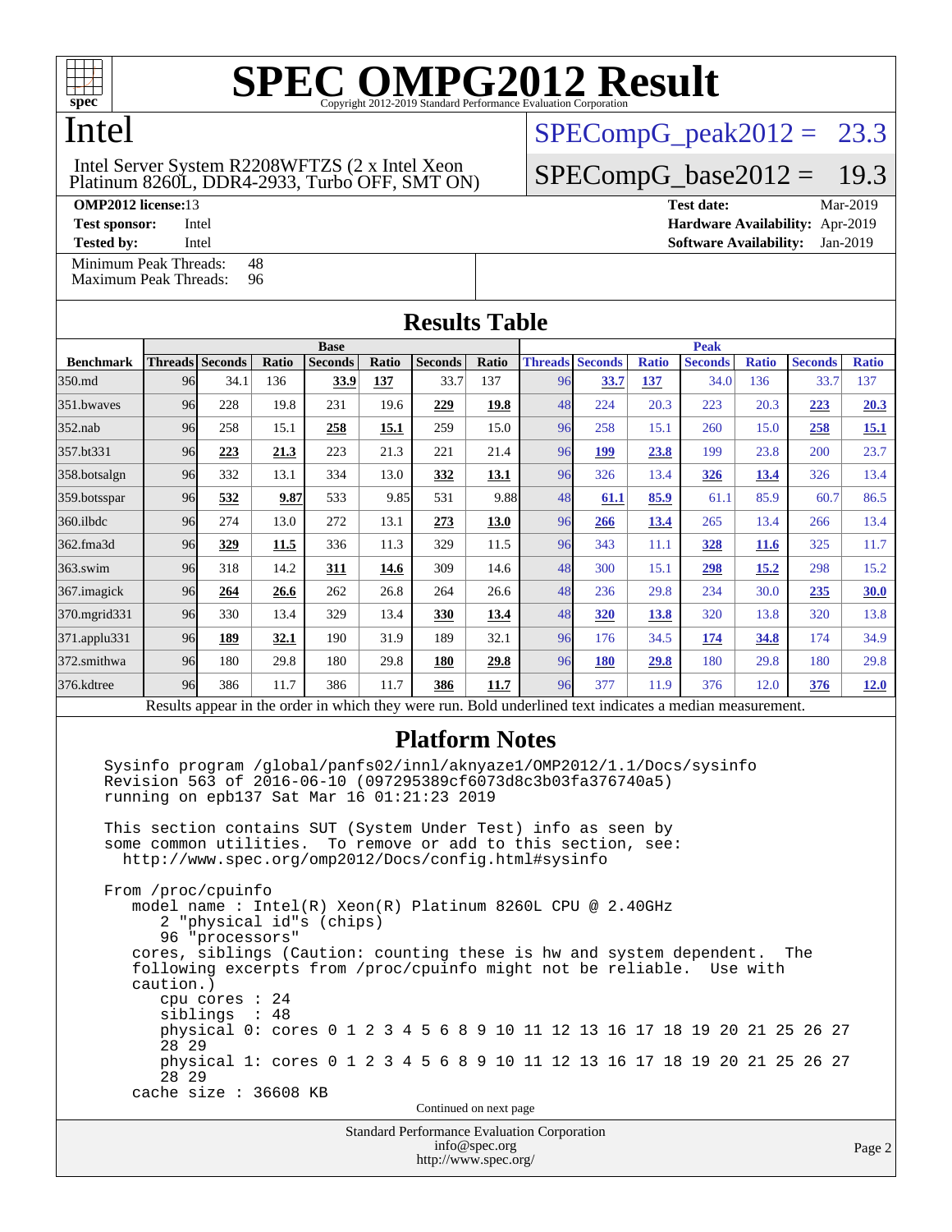# SPEC OMPG2012 Result

Copyright 2012-2019 Standard Performance Evaluation Corporation

## Intel

Intel Server System R2208WFTZS (2 x Intel Xeon Platinum 8260L, DDR4-2933, Turbo OFF, SMT ON)

SPECompG_peak2012 = 23.3

SPECompG_base2012 = 19.3

| | | | |
|---|---|---|---|
| **OMP2012 license:** | 13 | **Test date:** | Mar-2019 |
| **Test sponsor:** | Intel | **Hardware Availability:** | Apr-2019 |
| **Tested by:** | Intel | **Software Availability:** | Jan-2019 |

Minimum Peak Threads: 48
Maximum Peak Threads: 96

## Results Table

| | Base | | | | | | | Peak | | | | | | |
|---|---|---|---|---|---|---|---|---|---|---|---|---|---|---|
| **Benchmark** | **Threads** | **Seconds** | **Ratio** | **Seconds** | **Ratio** | **Seconds** | **Ratio** | **Threads** | **Seconds** | **Ratio** | **Seconds** | **Ratio** | **Seconds** | **Ratio** |
| 350.md | 96 | 34.1 | 136 | **33.9** | **137** | 33.7 | 137 | 96 | **33.7** | **137** | 34.0 | 136 | 33.7 | 137 |
| 351.bwaves | 96 | 228 | 19.8 | 231 | 19.6 | **229** | **19.8** | 48 | 224 | 20.3 | 223 | 20.3 | **223** | **20.3** |
| 352.nab | 96 | 258 | 15.1 | **258** | **15.1** | 259 | 15.0 | 96 | 258 | 15.1 | 260 | 15.0 | **258** | **15.1** |
| 357.bt331 | 96 | **223** | **21.3** | 223 | 21.3 | 221 | 21.4 | 96 | **199** | **23.8** | 199 | 23.8 | 200 | 23.7 |
| 358.botsalgn | 96 | 332 | 13.1 | 334 | 13.0 | **332** | **13.1** | 96 | 326 | 13.4 | **326** | **13.4** | 326 | 13.4 |
| 359.botsspar | 96 | **532** | **9.87** | 533 | 9.85 | 531 | 9.88 | 48 | **61.1** | **85.9** | 61.1 | 85.9 | 60.7 | 86.5 |
| 360.ilbdc | 96 | 274 | 13.0 | 272 | 13.1 | **273** | **13.0** | 96 | **266** | **13.4** | 265 | 13.4 | 266 | 13.4 |
| 362.fma3d | 96 | **329** | **11.5** | 336 | 11.3 | 329 | 11.5 | 96 | 343 | 11.1 | **328** | **11.6** | 325 | 11.7 |
| 363.swim | 96 | 318 | 14.2 | **311** | **14.6** | 309 | 14.6 | 48 | 300 | 15.1 | **298** | **15.2** | 298 | 15.2 |
| 367.imagick | 96 | **264** | **26.6** | 262 | 26.8 | 264 | 26.6 | 48 | 236 | 29.8 | 234 | 30.0 | **235** | **30.0** |
| 370.mgrid331 | 96 | 330 | 13.4 | 329 | 13.4 | **330** | **13.4** | 48 | **320** | **13.8** | 320 | 13.8 | 320 | 13.8 |
| 371.applu331 | 96 | **189** | **32.1** | 190 | 31.9 | 189 | 32.1 | 96 | 176 | 34.5 | **174** | **34.8** | 174 | 34.9 |
| 372.smithwa | 96 | 180 | 29.8 | 180 | 29.8 | **180** | **29.8** | 96 | **180** | **29.8** | 180 | 29.8 | 180 | 29.8 |
| 376.kdtree | 96 | 386 | 11.7 | 386 | 11.7 | **386** | **11.7** | 96 | 377 | 11.9 | 376 | 12.0 | **376** | **12.0** |

Results appear in the order in which they were run. Bold underlined text indicates a median measurement.

## Platform Notes

```
Sysinfo program /global/panfs02/innl/aknyaze1/OMP2012/1.1/Docs/sysinfo
Revision 563 of 2016-06-10 (097295389cf6073d8c3b03fa376740a5)
running on epb137 Sat Mar 16 01:21:23 2019

This section contains SUT (System Under Test) info as seen by
some common utilities.  To remove or add to this section, see:
  http://www.spec.org/omp2012/Docs/config.html#sysinfo

From /proc/cpuinfo
   model name : Intel(R) Xeon(R) Platinum 8260L CPU @ 2.40GHz
      2 "physical id"s (chips)
      96 "processors"
   cores, siblings (Caution: counting these is hw and system dependent.  The
   following excerpts from /proc/cpuinfo might not be reliable.  Use with
   caution.)
      cpu cores : 24
      siblings  : 48
      physical 0: cores 0 1 2 3 4 5 6 8 9 10 11 12 13 16 17 18 19 20 21 25 26 27
      28 29
      physical 1: cores 0 1 2 3 4 5 6 8 9 10 11 12 13 16 17 18 19 20 21 25 26 27
      28 29
   cache size : 36608 KB
```

Continued on next page

Standard Performance Evaluation Corporation
info@spec.org
http://www.spec.org/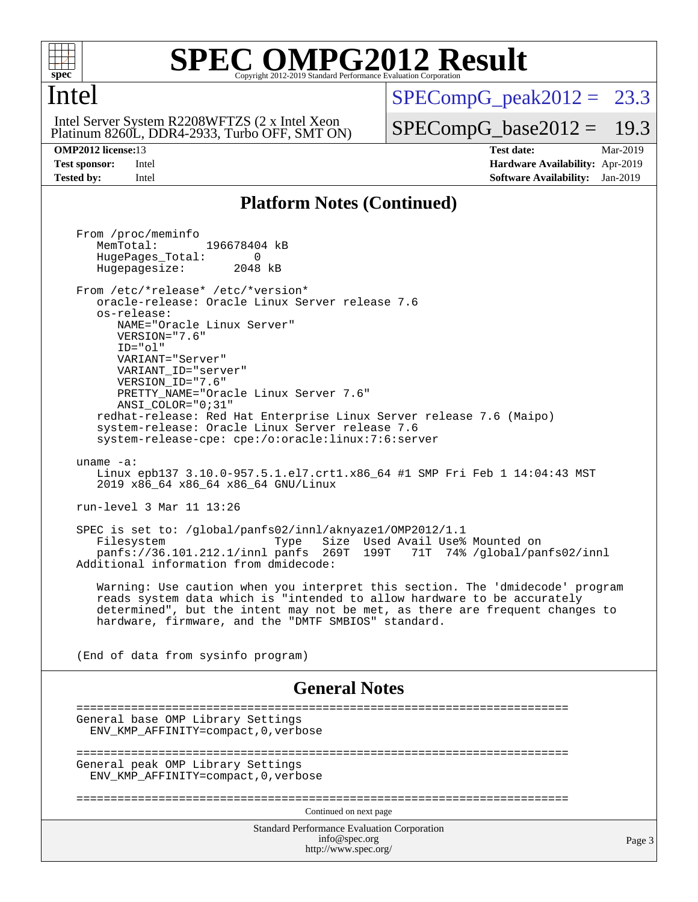# SPEC OMPG2012 Result

Copyright 2012-2019 Standard Performance Evaluation Corporation

## Intel

Intel Server System R2208WFTZS (2 x Intel Xeon Platinum 8260L, DDR4-2933, Turbo OFF, SMT ON)

SPECompG_peak2012 = 23.3

SPECompG_base2012 = 19.3

**OMP2012 license:** 13
**Test sponsor:** Intel
**Tested by:** Intel

**Test date:** Mar-2019
**Hardware Availability:** Apr-2019
**Software Availability:** Jan-2019

## Platform Notes (Continued)

```
From /proc/meminfo
   MemTotal:       196678404 kB
   HugePages_Total:       0
   Hugepagesize:       2048 kB

From /etc/*release* /etc/*version*
   oracle-release: Oracle Linux Server release 7.6
   os-release:
      NAME="Oracle Linux Server"
      VERSION="7.6"
      ID="ol"
      VARIANT="Server"
      VARIANT_ID="server"
      VERSION_ID="7.6"
      PRETTY_NAME="Oracle Linux Server 7.6"
      ANSI_COLOR="0;31"
   redhat-release: Red Hat Enterprise Linux Server release 7.6 (Maipo)
   system-release: Oracle Linux Server release 7.6
   system-release-cpe: cpe:/o:oracle:linux:7:6:server

uname -a:
   Linux epb137 3.10.0-957.5.1.el7.crt1.x86_64 #1 SMP Fri Feb 1 14:04:43 MST
   2019 x86_64 x86_64 x86_64 GNU/Linux

run-level 3 Mar 11 13:26

SPEC is set to: /global/panfs02/innl/aknyaze1/OMP2012/1.1
   Filesystem                 Type   Size  Used Avail Use% Mounted on
   panfs://36.101.212.1/innl panfs  269T  199T   71T  74% /global/panfs02/innl
Additional information from dmidecode:

   Warning: Use caution when you interpret this section. The 'dmidecode' program
   reads system data which is "intended to allow hardware to be accurately
   determined", but the intent may not be met, as there are frequent changes to
   hardware, firmware, and the "DMTF SMBIOS" standard.


(End of data from sysinfo program)
```

## General Notes

```
========================================================================
General base OMP Library Settings
  ENV_KMP_AFFINITY=compact,0,verbose

========================================================================
General peak OMP Library Settings
  ENV_KMP_AFFINITY=compact,0,verbose

========================================================================
```

Continued on next page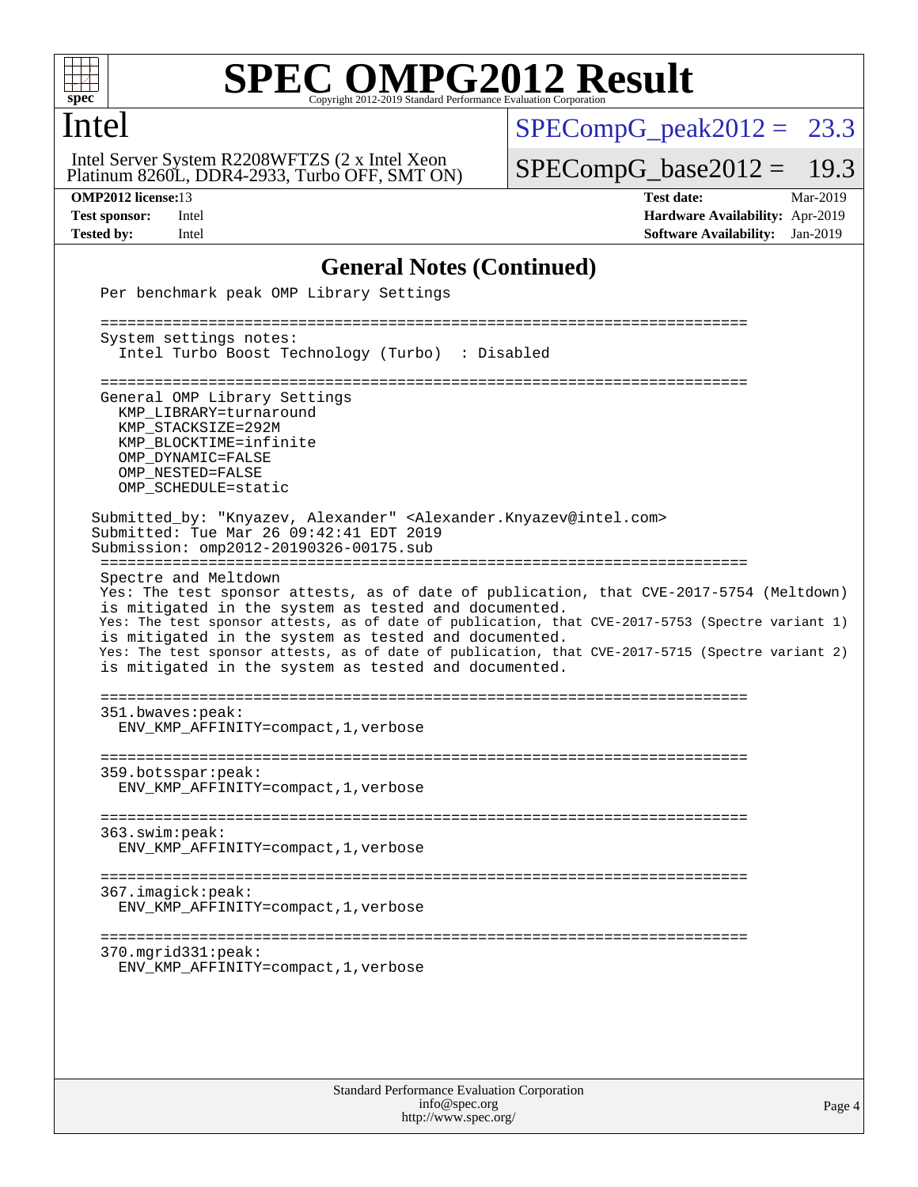# SPEC OMPG2012 Result

Copyright 2012-2019 Standard Performance Evaluation Corporation

## Intel

Intel Server System R2208WFTZS (2 x Intel Xeon Platinum 8260L, DDR4-2933, Turbo OFF, SMT ON)

SPECompG_peak2012 = 23.3

SPECompG_base2012 = 19.3

**OMP2012 license:** 13
**Test sponsor:** Intel
**Tested by:** Intel

**Test date:** Mar-2019
**Hardware Availability:** Apr-2019
**Software Availability:** Jan-2019

## General Notes (Continued)

```
Per benchmark peak OMP Library Settings

==========================================================================
System settings notes:
  Intel Turbo Boost Technology (Turbo)  : Disabled

==========================================================================
General OMP Library Settings
  KMP_LIBRARY=turnaround
  KMP_STACKSIZE=292M
  KMP_BLOCKTIME=infinite
  OMP_DYNAMIC=FALSE
  OMP_NESTED=FALSE
  OMP_SCHEDULE=static

Submitted_by: "Knyazev, Alexander" <Alexander.Knyazev@intel.com>
Submitted: Tue Mar 26 09:42:41 EDT 2019
Submission: omp2012-20190326-00175.sub
==========================================================================
Spectre and Meltdown
Yes: The test sponsor attests, as of date of publication, that CVE-2017-5754 (Meltdown)
is mitigated in the system as tested and documented.
Yes: The test sponsor attests, as of date of publication, that CVE-2017-5753 (Spectre variant 1)
is mitigated in the system as tested and documented.
Yes: The test sponsor attests, as of date of publication, that CVE-2017-5715 (Spectre variant 2)
is mitigated in the system as tested and documented.

==========================================================================
351.bwaves:peak:
  ENV_KMP_AFFINITY=compact,1,verbose

==========================================================================
359.botsspar:peak:
  ENV_KMP_AFFINITY=compact,1,verbose

==========================================================================
363.swim:peak:
  ENV_KMP_AFFINITY=compact,1,verbose

==========================================================================
367.imagick:peak:
  ENV_KMP_AFFINITY=compact,1,verbose

==========================================================================
370.mgrid331:peak:
  ENV_KMP_AFFINITY=compact,1,verbose
```

Standard Performance Evaluation Corporation
info@spec.org
http://www.spec.org/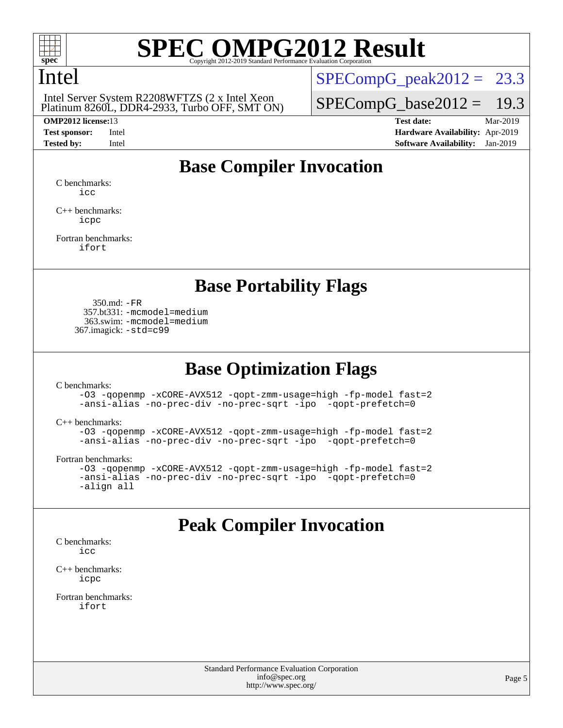# SPEC OMPG2012 Result

Copyright 2012-2019 Standard Performance Evaluation Corporation

## Intel

Intel Server System R2208WFTZS (2 x Intel Xeon Platinum 8260L, DDR4-2933, Turbo OFF, SMT ON)

SPECompG_peak2012 = 23.3

SPECompG_base2012 = 19.3

**OMP2012 license:** 13
**Test sponsor:** Intel
**Tested by:** Intel

**Test date:** Mar-2019
**Hardware Availability:** Apr-2019
**Software Availability:** Jan-2019

## Base Compiler Invocation

C benchmarks:
icc

C++ benchmarks:
icpc

Fortran benchmarks:
ifort

## Base Portability Flags

350.md: -FR
357.bt331: -mcmodel=medium
363.swim: -mcmodel=medium
367.imagick: -std=c99

## Base Optimization Flags

C benchmarks:
-O3 -qopenmp -xCORE-AVX512 -qopt-zmm-usage=high -fp-model fast=2 -ansi-alias -no-prec-div -no-prec-sqrt -ipo -qopt-prefetch=0

C++ benchmarks:
-O3 -qopenmp -xCORE-AVX512 -qopt-zmm-usage=high -fp-model fast=2 -ansi-alias -no-prec-div -no-prec-sqrt -ipo -qopt-prefetch=0

Fortran benchmarks:
-O3 -qopenmp -xCORE-AVX512 -qopt-zmm-usage=high -fp-model fast=2 -ansi-alias -no-prec-div -no-prec-sqrt -ipo -qopt-prefetch=0 -align all

## Peak Compiler Invocation

C benchmarks:
icc

C++ benchmarks:
icpc

Fortran benchmarks:
ifort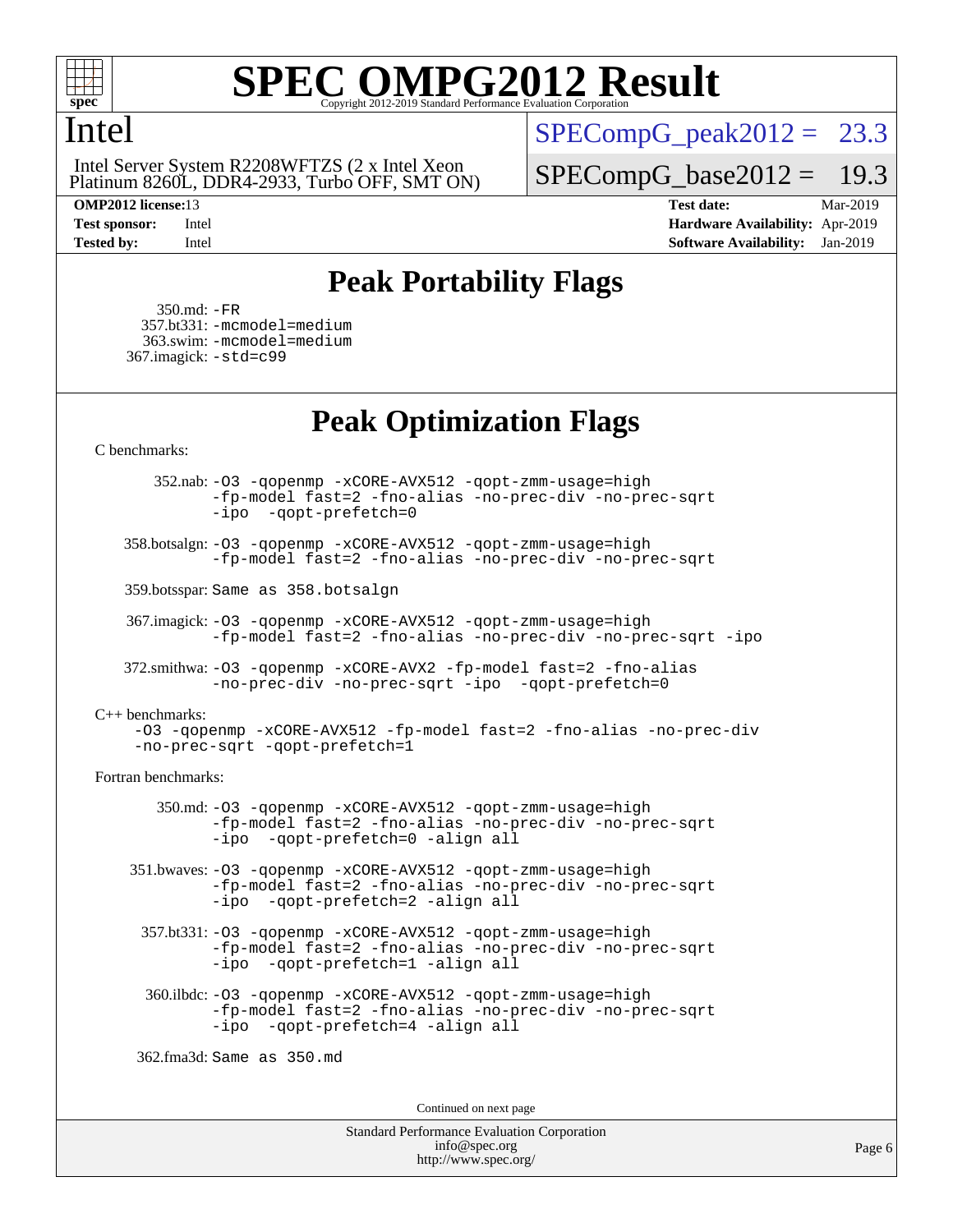# SPEC OMPG2012 Result

Copyright 2012-2019 Standard Performance Evaluation Corporation

## Intel

Intel Server System R2208WFTZS (2 x Intel Xeon Platinum 8260L, DDR4-2933, Turbo OFF, SMT ON)

SPECompG_peak2012 = 23.3

SPECompG_base2012 = 19.3

**OMP2012 license:** 13
**Test sponsor:** Intel
**Tested by:** Intel

**Test date:** Mar-2019
**Hardware Availability:** Apr-2019
**Software Availability:** Jan-2019

## Peak Portability Flags

350.md: -FR
357.bt331: -mcmodel=medium
363.swim: -mcmodel=medium
367.imagick: -std=c99

## Peak Optimization Flags

C benchmarks:

352.nab: -O3 -qopenmp -xCORE-AVX512 -qopt-zmm-usage=high -fp-model fast=2 -fno-alias -no-prec-div -no-prec-sqrt -ipo -qopt-prefetch=0

358.botsalgn: -O3 -qopenmp -xCORE-AVX512 -qopt-zmm-usage=high -fp-model fast=2 -fno-alias -no-prec-div -no-prec-sqrt

359.botsspar: Same as 358.botsalgn

367.imagick: -O3 -qopenmp -xCORE-AVX512 -qopt-zmm-usage=high -fp-model fast=2 -fno-alias -no-prec-div -no-prec-sqrt -ipo

372.smithwa: -O3 -qopenmp -xCORE-AVX2 -fp-model fast=2 -fno-alias -no-prec-div -no-prec-sqrt -ipo -qopt-prefetch=0

C++ benchmarks:

-O3 -qopenmp -xCORE-AVX512 -fp-model fast=2 -fno-alias -no-prec-div -no-prec-sqrt -qopt-prefetch=1

Fortran benchmarks:

350.md: -O3 -qopenmp -xCORE-AVX512 -qopt-zmm-usage=high -fp-model fast=2 -fno-alias -no-prec-div -no-prec-sqrt -ipo -qopt-prefetch=0 -align all

351.bwaves: -O3 -qopenmp -xCORE-AVX512 -qopt-zmm-usage=high -fp-model fast=2 -fno-alias -no-prec-div -no-prec-sqrt -ipo -qopt-prefetch=2 -align all

357.bt331: -O3 -qopenmp -xCORE-AVX512 -qopt-zmm-usage=high -fp-model fast=2 -fno-alias -no-prec-div -no-prec-sqrt -ipo -qopt-prefetch=1 -align all

360.ilbdc: -O3 -qopenmp -xCORE-AVX512 -qopt-zmm-usage=high -fp-model fast=2 -fno-alias -no-prec-div -no-prec-sqrt -ipo -qopt-prefetch=4 -align all

362.fma3d: Same as 350.md

Continued on next page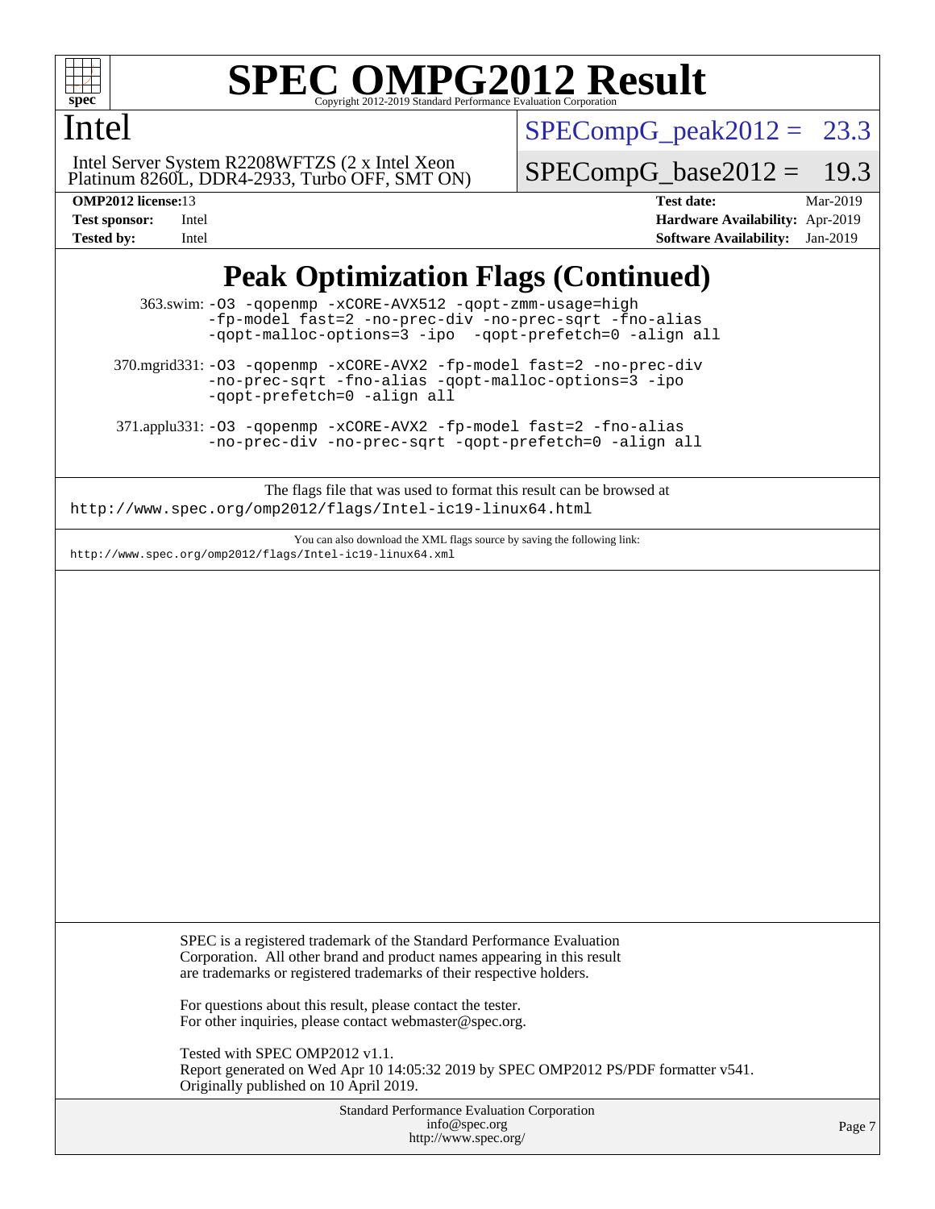# Peak Optimization Flags (Continued)

363.swim: `-O3 -qopenmp -xCORE-AVX512 -qopt-zmm-usage=high -fp-model fast=2 -no-prec-div -no-prec-sqrt -fno-alias -qopt-malloc-options=3 -ipo -qopt-prefetch=0 -align all`

370.mgrid331: `-O3 -qopenmp -xCORE-AVX2 -fp-model fast=2 -no-prec-div -no-prec-sqrt -fno-alias -qopt-malloc-options=3 -ipo -qopt-prefetch=0 -align all`

371.applu331: `-O3 -qopenmp -xCORE-AVX2 -fp-model fast=2 -fno-alias -no-prec-div -no-prec-sqrt -qopt-prefetch=0 -align all`

The flags file that was used to format this result can be browsed at
http://www.spec.org/omp2012/flags/Intel-ic19-linux64.html

You can also download the XML flags source by saving the following link:
http://www.spec.org/omp2012/flags/Intel-ic19-linux64.xml

SPEC is a registered trademark of the Standard Performance Evaluation Corporation. All other brand and product names appearing in this result are trademarks or registered trademarks of their respective holders.

For questions about this result, please contact the tester.
For other inquiries, please contact webmaster@spec.org.

Tested with SPEC OMP2012 v1.1.
Report generated on Wed Apr 10 14:05:32 2019 by SPEC OMP2012 PS/PDF formatter v541.
Originally published on 10 April 2019.